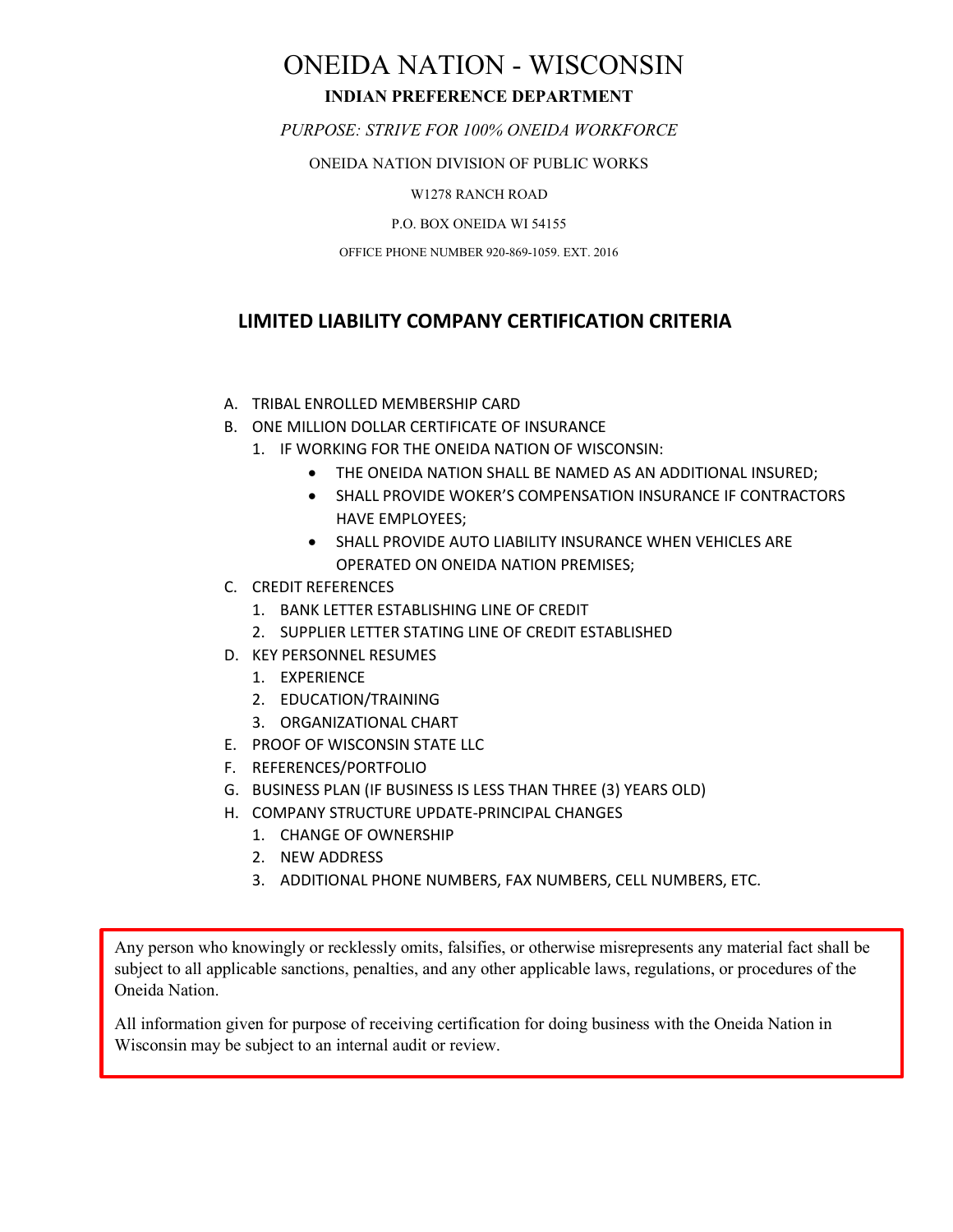# ONEIDA NATION - WISCONSIN

**INDIAN PREFERENCE DEPARTMENT**

*PURPOSE: STRIVE FOR 100% ONEIDA WORKFORCE*

ONEIDA NATION DIVISION OF PUBLIC WORKS

W1278 RANCH ROAD

P.O. BOX ONEIDA WI 54155

OFFICE PHONE NUMBER 920-869-1059. EXT. 2016

## LIMITED LIABILITY COMPANY CERTIFICATION CRITERIA

A. TRIBAL ENROLLED MEMBERSHIP CARD
B. ONE MILLION DOLLAR CERTIFICATE OF INSURANCE
   1. IF WORKING FOR THE ONEIDA NATION OF WISCONSIN:
      - THE ONEIDA NATION SHALL BE NAMED AS AN ADDITIONAL INSURED;
      - SHALL PROVIDE WOKER'S COMPENSATION INSURANCE IF CONTRACTORS HAVE EMPLOYEES;
      - SHALL PROVIDE AUTO LIABILITY INSURANCE WHEN VEHICLES ARE OPERATED ON ONEIDA NATION PREMISES;
C. CREDIT REFERENCES
   1. BANK LETTER ESTABLISHING LINE OF CREDIT
   2. SUPPLIER LETTER STATING LINE OF CREDIT ESTABLISHED
D. KEY PERSONNEL RESUMES
   1. EXPERIENCE
   2. EDUCATION/TRAINING
   3. ORGANIZATIONAL CHART
E. PROOF OF WISCONSIN STATE LLC
F. REFERENCES/PORTFOLIO
G. BUSINESS PLAN (IF BUSINESS IS LESS THAN THREE (3) YEARS OLD)
H. COMPANY STRUCTURE UPDATE-PRINCIPAL CHANGES
   1. CHANGE OF OWNERSHIP
   2. NEW ADDRESS
   3. ADDITIONAL PHONE NUMBERS, FAX NUMBERS, CELL NUMBERS, ETC.

Any person who knowingly or recklessly omits, falsifies, or otherwise misrepresents any material fact shall be subject to all applicable sanctions, penalties, and any other applicable laws, regulations, or procedures of the Oneida Nation.

All information given for purpose of receiving certification for doing business with the Oneida Nation in Wisconsin may be subject to an internal audit or review.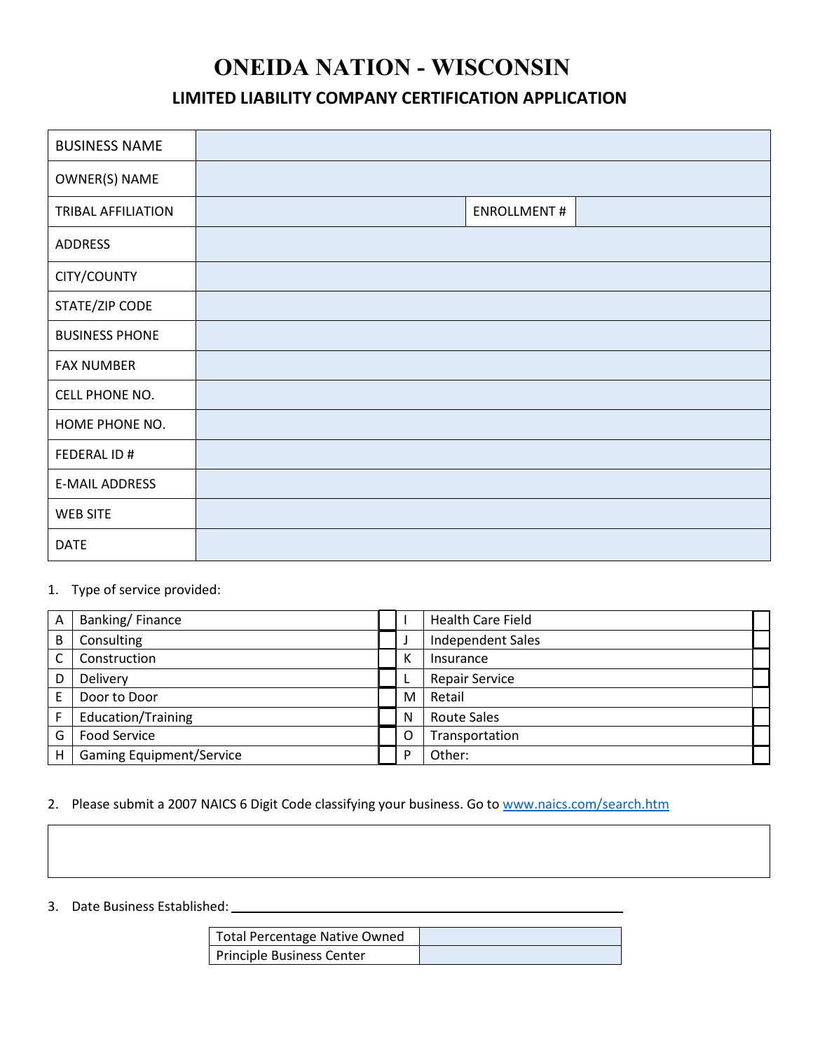# ONEIDA NATION - WISCONSIN

## LIMITED LIABILITY COMPANY CERTIFICATION APPLICATION

| | | | |
|---|---|---|---|
| BUSINESS NAME | | | |
| OWNER(S) NAME | | | |
| TRIBAL AFFILIATION | | ENROLLMENT # | |
| ADDRESS | | | |
| CITY/COUNTY | | | |
| STATE/ZIP CODE | | | |
| BUSINESS PHONE | | | |
| FAX NUMBER | | | |
| CELL PHONE NO. | | | |
| HOME PHONE NO. | | | |
| FEDERAL ID # | | | |
| E-MAIL ADDRESS | | | |
| WEB SITE | | | |
| DATE | | | |

1. Type of service provided:

| | | | | | |
|---|---|---|---|---|---|
| A | Banking/ Finance | ☐ | I | Health Care Field | ☐ |
| B | Consulting | ☐ | J | Independent Sales | ☐ |
| C | Construction | ☐ | K | Insurance | ☐ |
| D | Delivery | ☐ | L | Repair Service | ☐ |
| E | Door to Door | ☐ | M | Retail | ☐ |
| F | Education/Training | ☐ | N | Route Sales | ☐ |
| G | Food Service | ☐ | O | Transportation | ☐ |
| H | Gaming Equipment/Service | ☐ | P | Other: | ☐ |

2. Please submit a 2007 NAICS 6 Digit Code classifying your business. Go to www.naics.com/search.htm

| |
|---|
| |

3. Date Business Established: ______________________________

| | |
|---|---|
| Total Percentage Native Owned | |
| Principle Business Center | |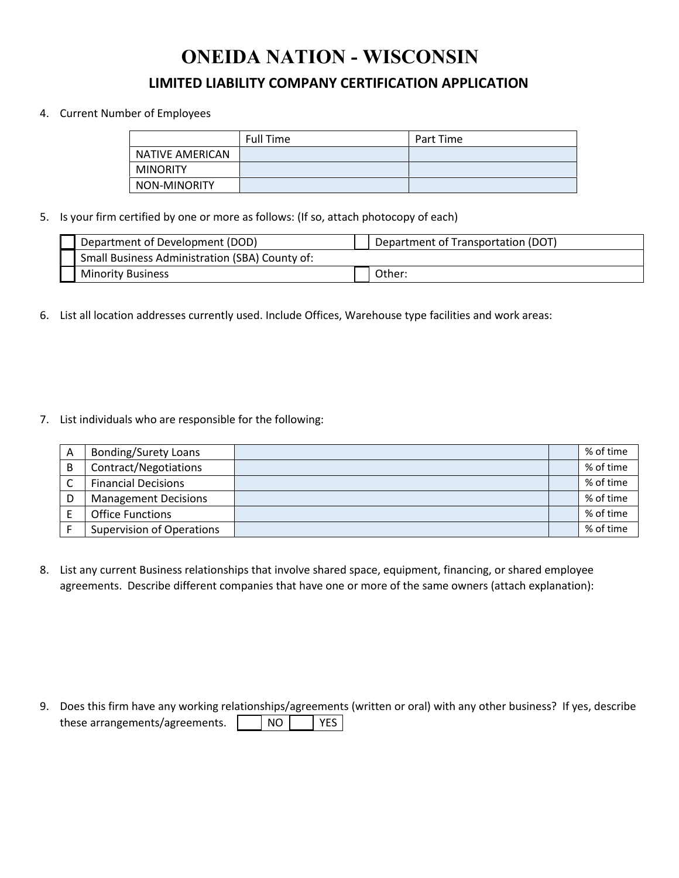# ONEIDA NATION - WISCONSIN

## LIMITED LIABILITY COMPANY CERTIFICATION APPLICATION

4. Current Number of Employees

| | Full Time | Part Time |
|---|---|---|
| NATIVE AMERICAN | | |
| MINORITY | | |
| NON-MINORITY | | |

5. Is your firm certified by one or more as follows: (If so, attach photocopy of each)

| | | | |
|---|---|---|---|
| ☐ | Department of Development (DOD) | ☐ | Department of Transportation (DOT) |
| ☐ | Small Business Administration (SBA) County of: | | |
| ☐ | Minority Business | ☐ | Other: |

6. List all location addresses currently used. Include Offices, Warehouse type facilities and work areas:

7. List individuals who are responsible for the following:

| | | | | |
|---|---|---|---|---|
| A | Bonding/Surety Loans | | | % of time |
| B | Contract/Negotiations | | | % of time |
| C | Financial Decisions | | | % of time |
| D | Management Decisions | | | % of time |
| E | Office Functions | | | % of time |
| F | Supervision of Operations | | | % of time |

8. List any current Business relationships that involve shared space, equipment, financing, or shared employee agreements. Describe different companies that have one or more of the same owners (attach explanation):

9. Does this firm have any working relationships/agreements (written or oral) with any other business? If yes, describe these arrangements/agreements. ☐ NO ☐ YES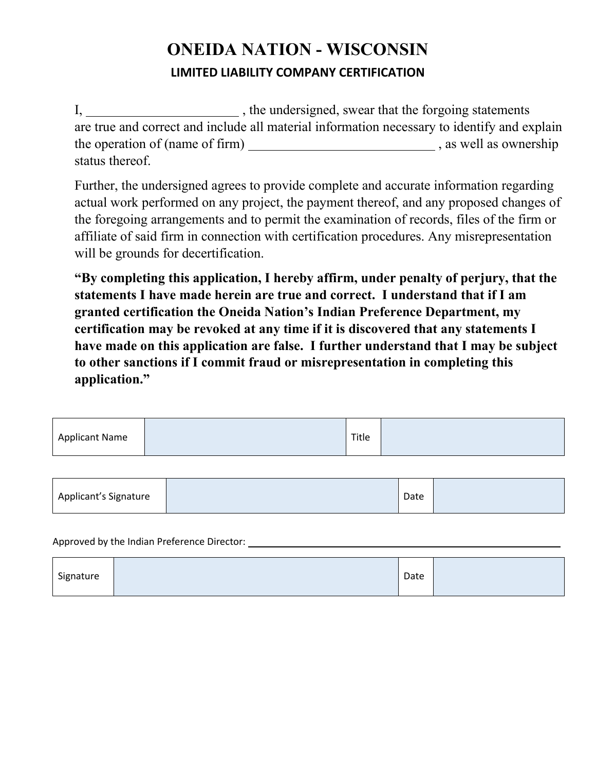# ONEIDA NATION - WISCONSIN

## LIMITED LIABILITY COMPANY CERTIFICATION

I, ______________________ , the undersigned, swear that the forgoing statements are true and correct and include all material information necessary to identify and explain the operation of (name of firm) ___________________________ , as well as ownership status thereof.

Further, the undersigned agrees to provide complete and accurate information regarding actual work performed on any project, the payment thereof, and any proposed changes of the foregoing arrangements and to permit the examination of records, files of the firm or affiliate of said firm in connection with certification procedures. Any misrepresentation will be grounds for decertification.

**"By completing this application, I hereby affirm, under penalty of perjury, that the statements I have made herein are true and correct. I understand that if I am granted certification the Oneida Nation's Indian Preference Department, my certification may be revoked at any time if it is discovered that any statements I have made on this application are false. I further understand that I may be subject to other sanctions if I commit fraud or misrepresentation in completing this application."**

| | | | |
|---|---|---|---|
| Applicant Name | | Title | |

| | | | |
|---|---|---|---|
| Applicant's Signature | | Date | |

Approved by the Indian Preference Director: ________________________________________________

| | | | |
|---|---|---|---|
| Signature | | Date | |